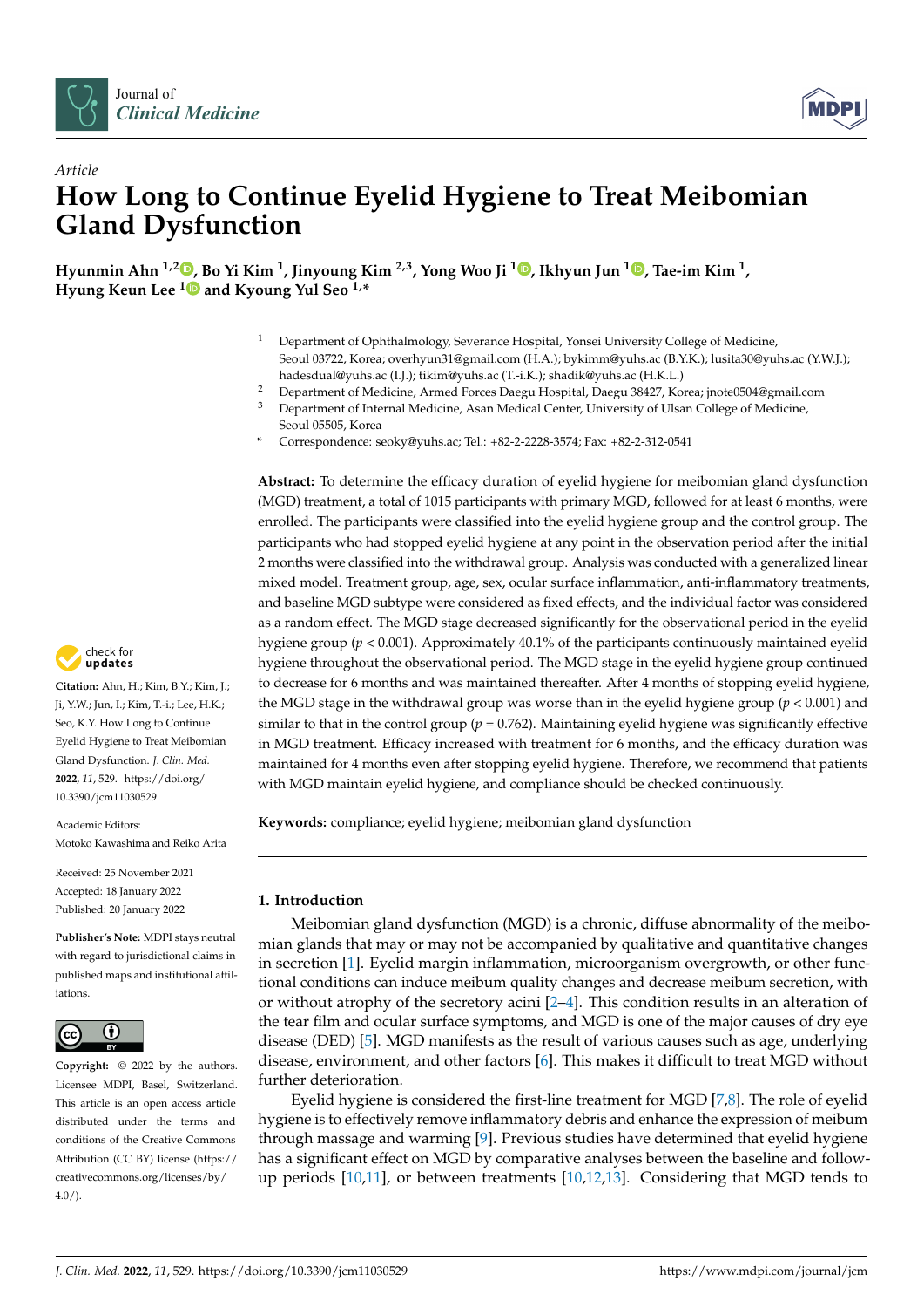Article

# How Long to Continue Eyelid Hygiene to Treat Meibomian Gland Dysfunction

**Hyunmin Ahn [1,2], Bo Yi Kim [1], Jinyoung Kim [2,3], Yong Woo Ji [1], Ikhyun Jun [1], Tae-im Kim [1], Hyung Keun Lee [1] and Kyoung Yul Seo [1,*]**

[1] Department of Ophthalmology, Severance Hospital, Yonsei University College of Medicine, Seoul 03722, Korea; overhyun31@gmail.com (H.A.); bykimm@yuhs.ac (B.Y.K.); lusita30@yuhs.ac (Y.W.J.); hadesdual@yuhs.ac (I.J.); tikim@yuhs.ac (T.-i.K.); shadik@yuhs.ac (H.K.L.)

[2] Department of Medicine, Armed Forces Daegu Hospital, Daegu 38427, Korea; jnote0504@gmail.com

[3] Department of Internal Medicine, Asan Medical Center, University of Ulsan College of Medicine, Seoul 05505, Korea

[*] Correspondence: seoky@yuhs.ac; Tel.: +82-2-2228-3574; Fax: +82-2-312-0541

**Abstract:** To determine the efficacy duration of eyelid hygiene for meibomian gland dysfunction (MGD) treatment, a total of 1015 participants with primary MGD, followed for at least 6 months, were enrolled. The participants were classified into the eyelid hygiene group and the control group. The participants who had stopped eyelid hygiene at any point in the observation period after the initial 2 months were classified into the withdrawal group. Analysis was conducted with a generalized linear mixed model. Treatment group, age, sex, ocular surface inflammation, anti-inflammatory treatments, and baseline MGD subtype were considered as fixed effects, and the individual factor was considered as a random effect. The MGD stage decreased significantly for the observational period in the eyelid hygiene group ($p < 0.001$). Approximately 40.1% of the participants continuously maintained eyelid hygiene throughout the observational period. The MGD stage in the eyelid hygiene group continued to decrease for 6 months and was maintained thereafter. After 4 months of stopping eyelid hygiene, the MGD stage in the withdrawal group was worse than in the eyelid hygiene group ($p < 0.001$) and similar to that in the control group ($p = 0.762$). Maintaining eyelid hygiene was significantly effective in MGD treatment. Efficacy increased with treatment for 6 months, and the efficacy duration was maintained for 4 months even after stopping eyelid hygiene. Therefore, we recommend that patients with MGD maintain eyelid hygiene, and compliance should be checked continuously.

**Keywords:** compliance; eyelid hygiene; meibomian gland dysfunction

**Citation:** Ahn, H.; Kim, B.Y.; Kim, J.; Ji, Y.W.; Jun, I.; Kim, T.-i.; Lee, H.K.; Seo, K.Y. How Long to Continue Eyelid Hygiene to Treat Meibomian Gland Dysfunction. *J. Clin. Med.* **2022**, *11*, 529. https://doi.org/10.3390/jcm11030529

Academic Editors: Motoko Kawashima and Reiko Arita

Received: 25 November 2021
Accepted: 18 January 2022
Published: 20 January 2022

**Publisher's Note:** MDPI stays neutral with regard to jurisdictional claims in published maps and institutional affiliations.

**Copyright:** © 2022 by the authors. Licensee MDPI, Basel, Switzerland. This article is an open access article distributed under the terms and conditions of the Creative Commons Attribution (CC BY) license (https://creativecommons.org/licenses/by/4.0/).

## 1. Introduction

Meibomian gland dysfunction (MGD) is a chronic, diffuse abnormality of the meibomian glands that may or may not be accompanied by qualitative and quantitative changes in secretion [1]. Eyelid margin inflammation, microorganism overgrowth, or other functional conditions can induce meibum quality changes and decrease meibum secretion, with or without atrophy of the secretory acini [2–4]. This condition results in an alteration of the tear film and ocular surface symptoms, and MGD is one of the major causes of dry eye disease (DED) [5]. MGD manifests as the result of various causes such as age, underlying disease, environment, and other factors [6]. This makes it difficult to treat MGD without further deterioration.

Eyelid hygiene is considered the first-line treatment for MGD [7,8]. The role of eyelid hygiene is to effectively remove inflammatory debris and enhance the expression of meibum through massage and warming [9]. Previous studies have determined that eyelid hygiene has a significant effect on MGD by comparative analyses between the baseline and follow-up periods [10,11], or between treatments [10,12,13]. Considering that MGD tends to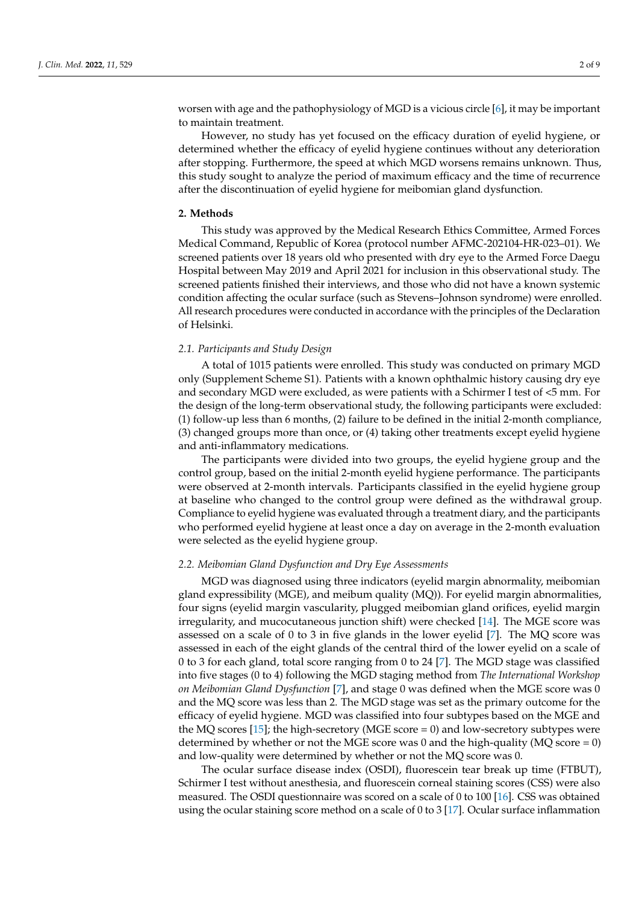worsen with age and the pathophysiology of MGD is a vicious circle [6], it may be important to maintain treatment.

However, no study has yet focused on the efficacy duration of eyelid hygiene, or determined whether the efficacy of eyelid hygiene continues without any deterioration after stopping. Furthermore, the speed at which MGD worsens remains unknown. Thus, this study sought to analyze the period of maximum efficacy and the time of recurrence after the discontinuation of eyelid hygiene for meibomian gland dysfunction.

## 2. Methods

This study was approved by the Medical Research Ethics Committee, Armed Forces Medical Command, Republic of Korea (protocol number AFMC-202104-HR-023–01). We screened patients over 18 years old who presented with dry eye to the Armed Force Daegu Hospital between May 2019 and April 2021 for inclusion in this observational study. The screened patients finished their interviews, and those who did not have a known systemic condition affecting the ocular surface (such as Stevens–Johnson syndrome) were enrolled. All research procedures were conducted in accordance with the principles of the Declaration of Helsinki.

### 2.1. Participants and Study Design

A total of 1015 patients were enrolled. This study was conducted on primary MGD only (Supplement Scheme S1). Patients with a known ophthalmic history causing dry eye and secondary MGD were excluded, as were patients with a Schirmer I test of <5 mm. For the design of the long-term observational study, the following participants were excluded: (1) follow-up less than 6 months, (2) failure to be defined in the initial 2-month compliance, (3) changed groups more than once, or (4) taking other treatments except eyelid hygiene and anti-inflammatory medications.

The participants were divided into two groups, the eyelid hygiene group and the control group, based on the initial 2-month eyelid hygiene performance. The participants were observed at 2-month intervals. Participants classified in the eyelid hygiene group at baseline who changed to the control group were defined as the withdrawal group. Compliance to eyelid hygiene was evaluated through a treatment diary, and the participants who performed eyelid hygiene at least once a day on average in the 2-month evaluation were selected as the eyelid hygiene group.

### 2.2. Meibomian Gland Dysfunction and Dry Eye Assessments

MGD was diagnosed using three indicators (eyelid margin abnormality, meibomian gland expressibility (MGE), and meibum quality (MQ)). For eyelid margin abnormalities, four signs (eyelid margin vascularity, plugged meibomian gland orifices, eyelid margin irregularity, and mucocutaneous junction shift) were checked [14]. The MGE score was assessed on a scale of 0 to 3 in five glands in the lower eyelid [7]. The MQ score was assessed in each of the eight glands of the central third of the lower eyelid on a scale of 0 to 3 for each gland, total score ranging from 0 to 24 [7]. The MGD stage was classified into five stages (0 to 4) following the MGD staging method from *The International Workshop on Meibomian Gland Dysfunction* [7], and stage 0 was defined when the MGE score was 0 and the MQ score was less than 2. The MGD stage was set as the primary outcome for the efficacy of eyelid hygiene. MGD was classified into four subtypes based on the MGE and the MQ scores [15]; the high-secretory (MGE score = 0) and low-secretory subtypes were determined by whether or not the MGE score was 0 and the high-quality (MQ score = 0) and low-quality were determined by whether or not the MQ score was 0.

The ocular surface disease index (OSDI), fluorescein tear break up time (FTBUT), Schirmer I test without anesthesia, and fluorescein corneal staining scores (CSS) were also measured. The OSDI questionnaire was scored on a scale of 0 to 100 [16]. CSS was obtained using the ocular staining score method on a scale of 0 to 3 [17]. Ocular surface inflammation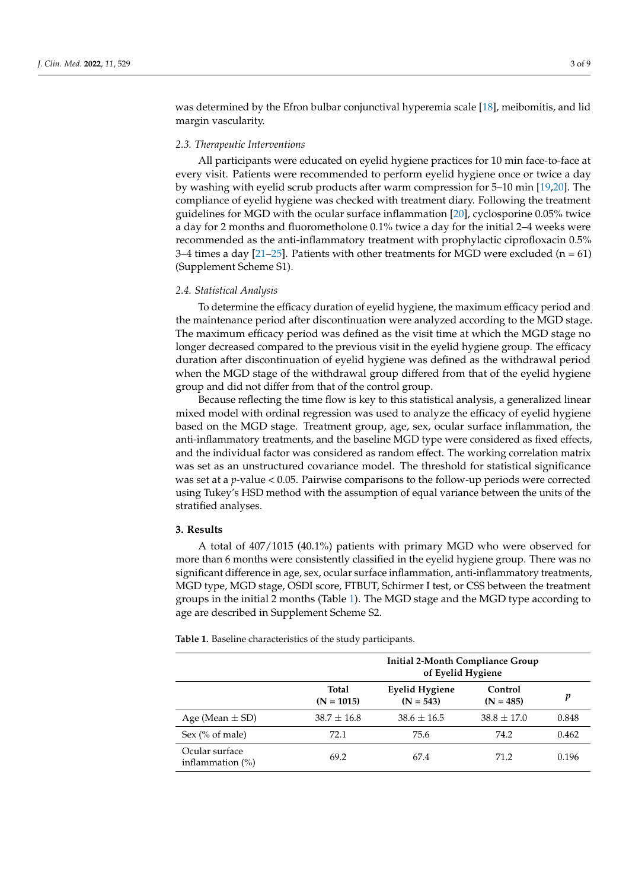was determined by the Efron bulbar conjunctival hyperemia scale [18], meibomitis, and lid margin vascularity.

### 2.3. Therapeutic Interventions

All participants were educated on eyelid hygiene practices for 10 min face-to-face at every visit. Patients were recommended to perform eyelid hygiene once or twice a day by washing with eyelid scrub products after warm compression for 5–10 min [19,20]. The compliance of eyelid hygiene was checked with treatment diary. Following the treatment guidelines for MGD with the ocular surface inflammation [20], cyclosporine 0.05% twice a day for 2 months and fluorometholone 0.1% twice a day for the initial 2–4 weeks were recommended as the anti-inflammatory treatment with prophylactic ciprofloxacin 0.5% 3–4 times a day [21–25]. Patients with other treatments for MGD were excluded (n = 61) (Supplement Scheme S1).

### 2.4. Statistical Analysis

To determine the efficacy duration of eyelid hygiene, the maximum efficacy period and the maintenance period after discontinuation were analyzed according to the MGD stage. The maximum efficacy period was defined as the visit time at which the MGD stage no longer decreased compared to the previous visit in the eyelid hygiene group. The efficacy duration after discontinuation of eyelid hygiene was defined as the withdrawal period when the MGD stage of the withdrawal group differed from that of the eyelid hygiene group and did not differ from that of the control group.

Because reflecting the time flow is key to this statistical analysis, a generalized linear mixed model with ordinal regression was used to analyze the efficacy of eyelid hygiene based on the MGD stage. Treatment group, age, sex, ocular surface inflammation, the anti-inflammatory treatments, and the baseline MGD type were considered as fixed effects, and the individual factor was considered as random effect. The working correlation matrix was set as an unstructured covariance model. The threshold for statistical significance was set at a $p$-value < 0.05. Pairwise comparisons to the follow-up periods were corrected using Tukey's HSD method with the assumption of equal variance between the units of the stratified analyses.

## 3. Results

A total of 407/1015 (40.1%) patients with primary MGD who were observed for more than 6 months were consistently classified in the eyelid hygiene group. There was no significant difference in age, sex, ocular surface inflammation, anti-inflammatory treatments, MGD type, MGD stage, OSDI score, FTBUT, Schirmer I test, or CSS between the treatment groups in the initial 2 months (Table 1). The MGD stage and the MGD type according to age are described in Supplement Scheme S2.

**Table 1.** Baseline characteristics of the study participants.

| | | Initial 2-Month Compliance Group of Eyelid Hygiene | | |
|---|---|---|---|---|
| | **Total (N = 1015)** | **Eyelid Hygiene (N = 543)** | **Control (N = 485)** | ***p*** |
| Age (Mean ± SD) | 38.7 ± 16.8 | 38.6 ± 16.5 | 38.8 ± 17.0 | 0.848 |
| Sex (% of male) | 72.1 | 75.6 | 74.2 | 0.462 |
| Ocular surface inflammation (%) | 69.2 | 67.4 | 71.2 | 0.196 |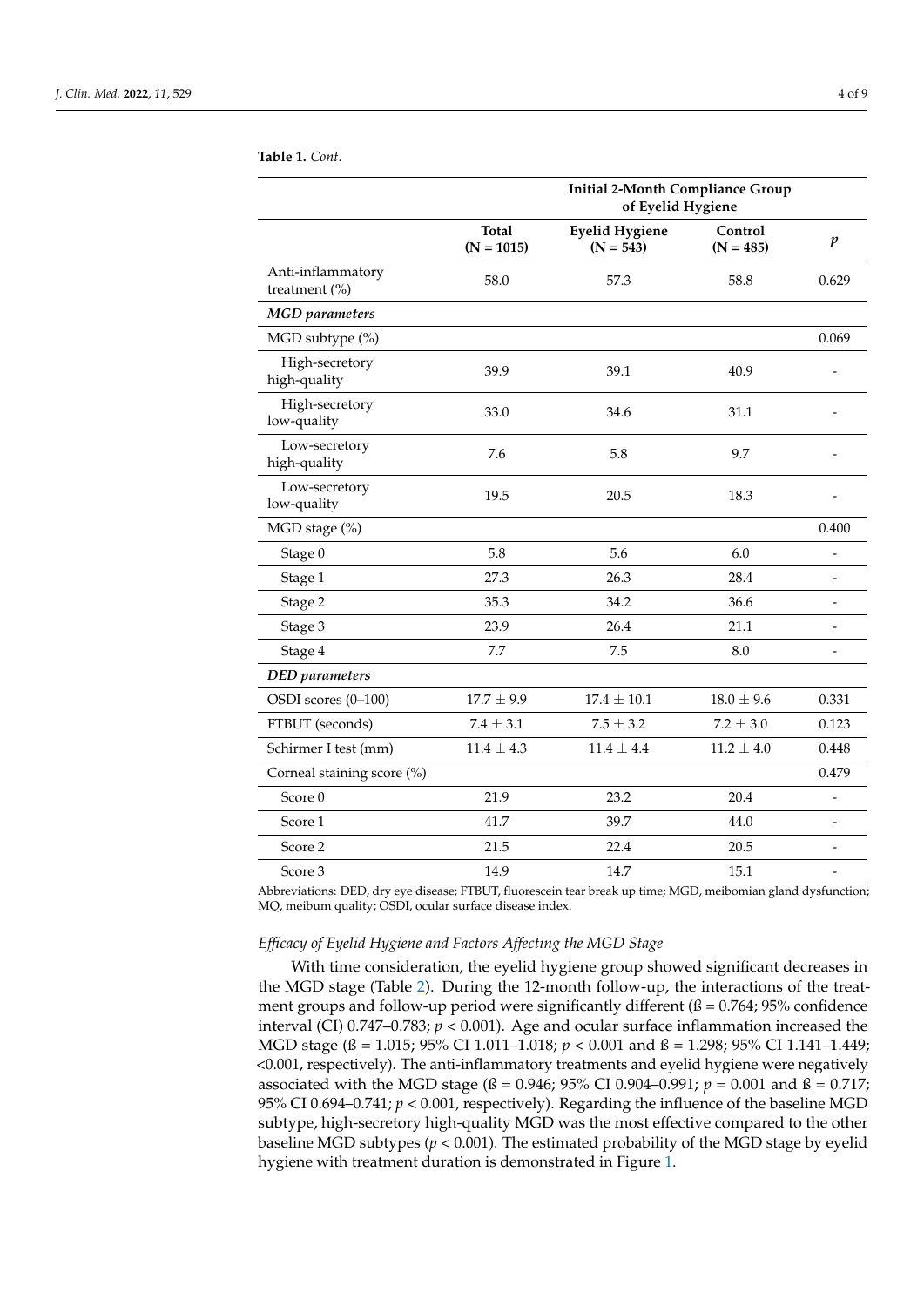**Table 1.** *Cont.*

| | | Initial 2-Month Compliance Group of Eyelid Hygiene | | |
|---|---|---|---|---|
| | **Total (N = 1015)** | **Eyelid Hygiene (N = 543)** | **Control (N = 485)** | ***p*** |
| Anti-inflammatory treatment (%) | 58.0 | 57.3 | 58.8 | 0.629 |
| ***MGD parameters*** | | | | |
| MGD subtype (%) | | | | 0.069 |
| High-secretory high-quality | 39.9 | 39.1 | 40.9 | - |
| High-secretory low-quality | 33.0 | 34.6 | 31.1 | - |
| Low-secretory high-quality | 7.6 | 5.8 | 9.7 | - |
| Low-secretory low-quality | 19.5 | 20.5 | 18.3 | - |
| MGD stage (%) | | | | 0.400 |
| Stage 0 | 5.8 | 5.6 | 6.0 | - |
| Stage 1 | 27.3 | 26.3 | 28.4 | - |
| Stage 2 | 35.3 | 34.2 | 36.6 | - |
| Stage 3 | 23.9 | 26.4 | 21.1 | - |
| Stage 4 | 7.7 | 7.5 | 8.0 | - |
| ***DED parameters*** | | | | |
| OSDI scores (0–100) | 17.7 ± 9.9 | 17.4 ± 10.1 | 18.0 ± 9.6 | 0.331 |
| FTBUT (seconds) | 7.4 ± 3.1 | 7.5 ± 3.2 | 7.2 ± 3.0 | 0.123 |
| Schirmer I test (mm) | 11.4 ± 4.3 | 11.4 ± 4.4 | 11.2 ± 4.0 | 0.448 |
| Corneal staining score (%) | | | | 0.479 |
| Score 0 | 21.9 | 23.2 | 20.4 | - |
| Score 1 | 41.7 | 39.7 | 44.0 | - |
| Score 2 | 21.5 | 22.4 | 20.5 | - |
| Score 3 | 14.9 | 14.7 | 15.1 | - |

Abbreviations: DED, dry eye disease; FTBUT, fluorescein tear break up time; MGD, meibomian gland dysfunction; MQ, meibum quality; OSDI, ocular surface disease index.

*Efficacy of Eyelid Hygiene and Factors Affecting the MGD Stage*

With time consideration, the eyelid hygiene group showed significant decreases in the MGD stage (Table 2). During the 12-month follow-up, the interactions of the treatment groups and follow-up period were significantly different (ß = 0.764; 95% confidence interval (CI) 0.747–0.783; $p < 0.001$). Age and ocular surface inflammation increased the MGD stage (ß = 1.015; 95% CI 1.011–1.018; $p < 0.001$ and ß = 1.298; 95% CI 1.141–1.449; <0.001, respectively). The anti-inflammatory treatments and eyelid hygiene were negatively associated with the MGD stage (ß = 0.946; 95% CI 0.904–0.991; $p = 0.001$ and ß = 0.717; 95% CI 0.694–0.741; $p < 0.001$, respectively). Regarding the influence of the baseline MGD subtype, high-secretory high-quality MGD was the most effective compared to the other baseline MGD subtypes ($p < 0.001$). The estimated probability of the MGD stage by eyelid hygiene with treatment duration is demonstrated in Figure 1.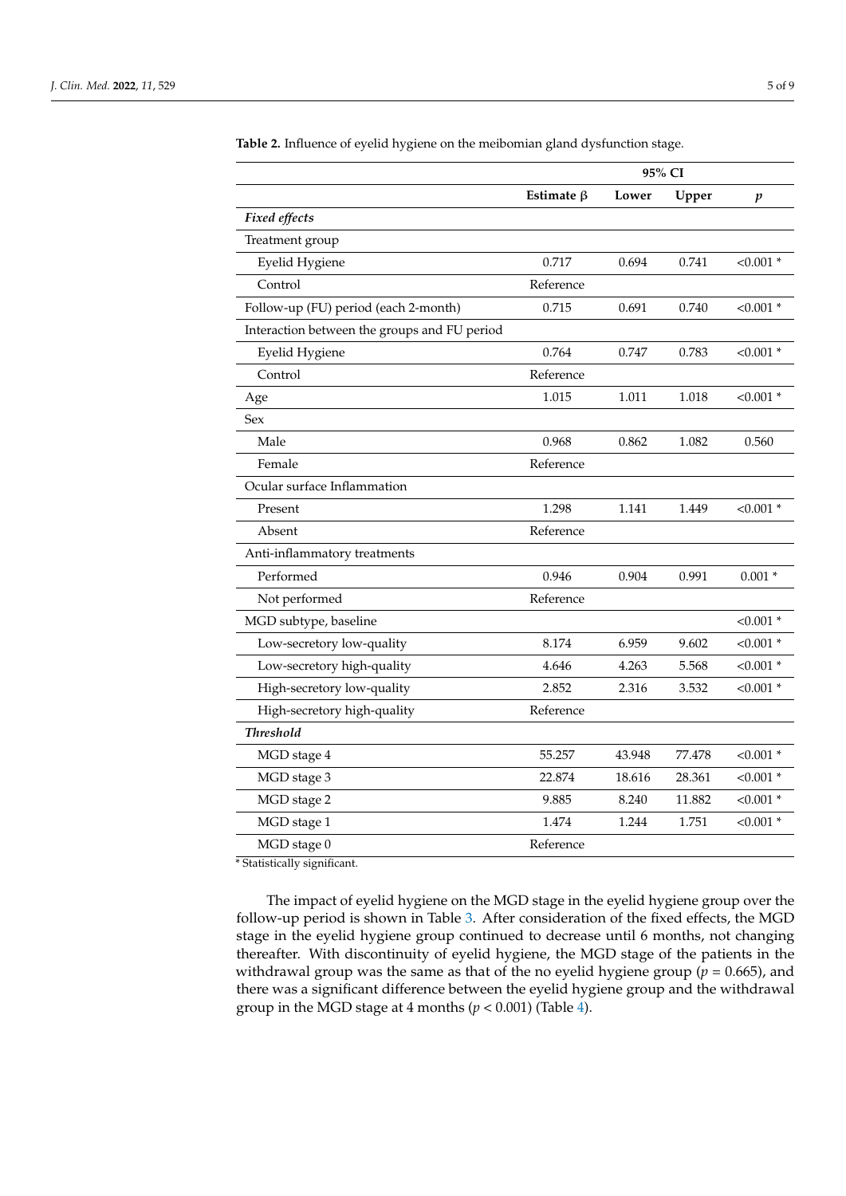**Table 2.** Influence of eyelid hygiene on the meibomian gland dysfunction stage.

| | | 95% CI | | |
|---|---|---|---|---|
| | **Estimate β** | **Lower** | **Upper** | ***p*** |
| ***Fixed effects*** | | | | |
| Treatment group | | | | |
| Eyelid Hygiene | 0.717 | 0.694 | 0.741 | <0.001 * |
| Control | Reference | | | |
| Follow-up (FU) period (each 2-month) | 0.715 | 0.691 | 0.740 | <0.001 * |
| Interaction between the groups and FU period | | | | |
| Eyelid Hygiene | 0.764 | 0.747 | 0.783 | <0.001 * |
| Control | Reference | | | |
| Age | 1.015 | 1.011 | 1.018 | <0.001 * |
| Sex | | | | |
| Male | 0.968 | 0.862 | 1.082 | 0.560 |
| Female | Reference | | | |
| Ocular surface Inflammation | | | | |
| Present | 1.298 | 1.141 | 1.449 | <0.001 * |
| Absent | Reference | | | |
| Anti-inflammatory treatments | | | | |
| Performed | 0.946 | 0.904 | 0.991 | 0.001 * |
| Not performed | Reference | | | |
| MGD subtype, baseline | | | | <0.001 * |
| Low-secretory low-quality | 8.174 | 6.959 | 9.602 | <0.001 * |
| Low-secretory high-quality | 4.646 | 4.263 | 5.568 | <0.001 * |
| High-secretory low-quality | 2.852 | 2.316 | 3.532 | <0.001 * |
| High-secretory high-quality | Reference | | | |
| ***Threshold*** | | | | |
| MGD stage 4 | 55.257 | 43.948 | 77.478 | <0.001 * |
| MGD stage 3 | 22.874 | 18.616 | 28.361 | <0.001 * |
| MGD stage 2 | 9.885 | 8.240 | 11.882 | <0.001 * |
| MGD stage 1 | 1.474 | 1.244 | 1.751 | <0.001 * |
| MGD stage 0 | Reference | | | |

\* Statistically significant.

The impact of eyelid hygiene on the MGD stage in the eyelid hygiene group over the follow-up period is shown in Table 3. After consideration of the fixed effects, the MGD stage in the eyelid hygiene group continued to decrease until 6 months, not changing thereafter. With discontinuity of eyelid hygiene, the MGD stage of the patients in the withdrawal group was the same as that of the no eyelid hygiene group ($p = 0.665$), and there was a significant difference between the eyelid hygiene group and the withdrawal group in the MGD stage at 4 months ($p < 0.001$) (Table 4).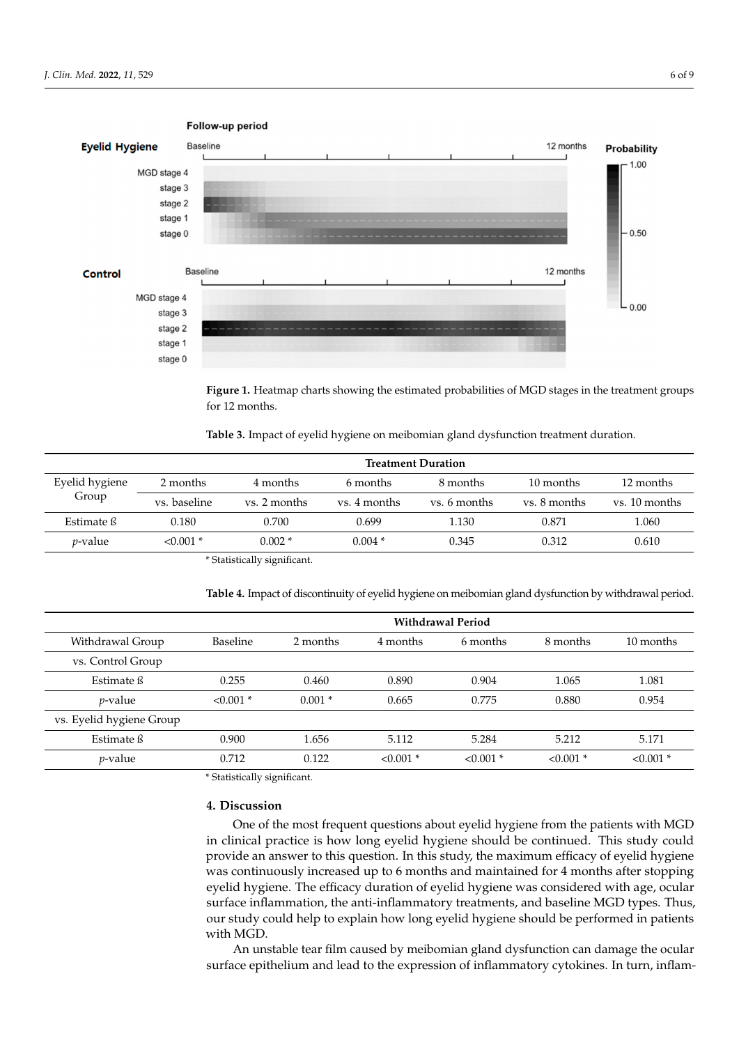**Figure 1.** Heatmap charts showing the estimated probabilities of MGD stages in the treatment groups for 12 months.

**Table 3.** Impact of eyelid hygiene on meibomian gland dysfunction treatment duration.

| | Treatment Duration | | | | | |
|---|---|---|---|---|---|---|
| Eyelid hygiene Group | 2 months vs. baseline | 4 months vs. 2 months | 6 months vs. 4 months | 8 months vs. 6 months | 10 months vs. 8 months | 12 months vs. 10 months |
| Estimate ß | 0.180 | 0.700 | 0.699 | 1.130 | 0.871 | 1.060 |
| $p$-value | <0.001 * | 0.002 * | 0.004 * | 0.345 | 0.312 | 0.610 |

* Statistically significant.

**Table 4.** Impact of discontinuity of eyelid hygiene on meibomian gland dysfunction by withdrawal period.

| | Withdrawal Period | | | | | |
|---|---|---|---|---|---|---|
| Withdrawal Group | Baseline | 2 months | 4 months | 6 months | 8 months | 10 months |
| vs. Control Group | | | | | | |
| Estimate ß | 0.255 | 0.460 | 0.890 | 0.904 | 1.065 | 1.081 |
| $p$-value | <0.001 * | 0.001 * | 0.665 | 0.775 | 0.880 | 0.954 |
| vs. Eyelid hygiene Group | | | | | | |
| Estimate ß | 0.900 | 1.656 | 5.112 | 5.284 | 5.212 | 5.171 |
| $p$-value | 0.712 | 0.122 | <0.001 * | <0.001 * | <0.001 * | <0.001 * |

* Statistically significant.

## 4. Discussion

One of the most frequent questions about eyelid hygiene from the patients with MGD in clinical practice is how long eyelid hygiene should be continued. This study could provide an answer to this question. In this study, the maximum efficacy of eyelid hygiene was continuously increased up to 6 months and maintained for 4 months after stopping eyelid hygiene. The efficacy duration of eyelid hygiene was considered with age, ocular surface inflammation, the anti-inflammatory treatments, and baseline MGD types. Thus, our study could help to explain how long eyelid hygiene should be performed in patients with MGD.

An unstable tear film caused by meibomian gland dysfunction can damage the ocular surface epithelium and lead to the expression of inflammatory cytokines. In turn, inflam-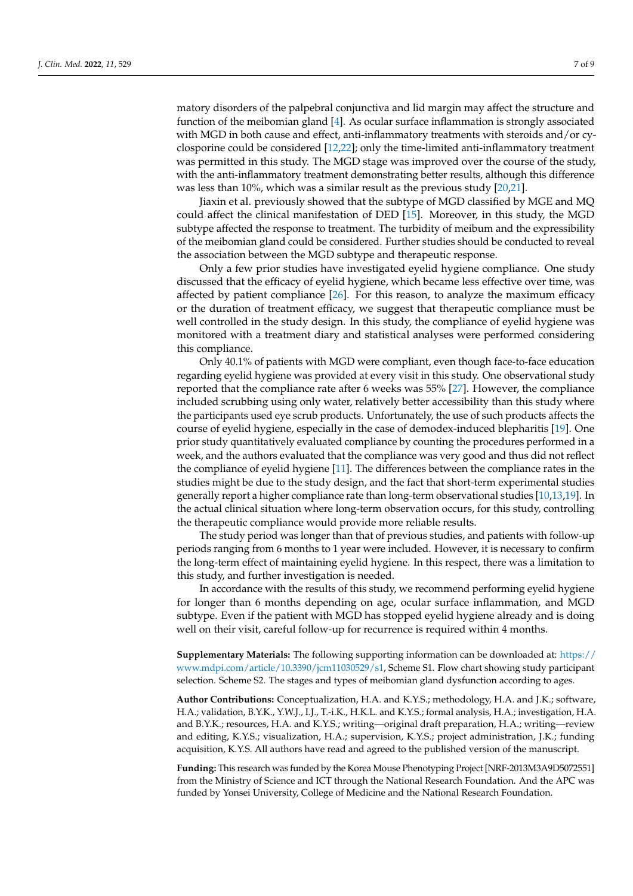matory disorders of the palpebral conjunctiva and lid margin may affect the structure and function of the meibomian gland [4]. As ocular surface inflammation is strongly associated with MGD in both cause and effect, anti-inflammatory treatments with steroids and/or cyclosporine could be considered [12,22]; only the time-limited anti-inflammatory treatment was permitted in this study. The MGD stage was improved over the course of the study, with the anti-inflammatory treatment demonstrating better results, although this difference was less than 10%, which was a similar result as the previous study [20,21].

Jiaxin et al. previously showed that the subtype of MGD classified by MGE and MQ could affect the clinical manifestation of DED [15]. Moreover, in this study, the MGD subtype affected the response to treatment. The turbidity of meibum and the expressibility of the meibomian gland could be considered. Further studies should be conducted to reveal the association between the MGD subtype and therapeutic response.

Only a few prior studies have investigated eyelid hygiene compliance. One study discussed that the efficacy of eyelid hygiene, which became less effective over time, was affected by patient compliance [26]. For this reason, to analyze the maximum efficacy or the duration of treatment efficacy, we suggest that therapeutic compliance must be well controlled in the study design. In this study, the compliance of eyelid hygiene was monitored with a treatment diary and statistical analyses were performed considering this compliance.

Only 40.1% of patients with MGD were compliant, even though face-to-face education regarding eyelid hygiene was provided at every visit in this study. One observational study reported that the compliance rate after 6 weeks was 55% [27]. However, the compliance included scrubbing using only water, relatively better accessibility than this study where the participants used eye scrub products. Unfortunately, the use of such products affects the course of eyelid hygiene, especially in the case of demodex-induced blepharitis [19]. One prior study quantitatively evaluated compliance by counting the procedures performed in a week, and the authors evaluated that the compliance was very good and thus did not reflect the compliance of eyelid hygiene [11]. The differences between the compliance rates in the studies might be due to the study design, and the fact that short-term experimental studies generally report a higher compliance rate than long-term observational studies [10,13,19]. In the actual clinical situation where long-term observation occurs, for this study, controlling the therapeutic compliance would provide more reliable results.

The study period was longer than that of previous studies, and patients with follow-up periods ranging from 6 months to 1 year were included. However, it is necessary to confirm the long-term effect of maintaining eyelid hygiene. In this respect, there was a limitation to this study, and further investigation is needed.

In accordance with the results of this study, we recommend performing eyelid hygiene for longer than 6 months depending on age, ocular surface inflammation, and MGD subtype. Even if the patient with MGD has stopped eyelid hygiene already and is doing well on their visit, careful follow-up for recurrence is required within 4 months.

**Supplementary Materials:** The following supporting information can be downloaded at: https://www.mdpi.com/article/10.3390/jcm11030529/s1, Scheme S1. Flow chart showing study participant selection. Scheme S2. The stages and types of meibomian gland dysfunction according to ages.

**Author Contributions:** Conceptualization, H.A. and K.Y.S.; methodology, H.A. and J.K.; software, H.A.; validation, B.Y.K., Y.W.J., I.J., T.-i.K., H.K.L. and K.Y.S.; formal analysis, H.A.; investigation, H.A. and B.Y.K.; resources, H.A. and K.Y.S.; writing—original draft preparation, H.A.; writing—review and editing, K.Y.S.; visualization, H.A.; supervision, K.Y.S.; project administration, J.K.; funding acquisition, K.Y.S. All authors have read and agreed to the published version of the manuscript.

**Funding:** This research was funded by the Korea Mouse Phenotyping Project [NRF-2013M3A9D5072551] from the Ministry of Science and ICT through the National Research Foundation. And the APC was funded by Yonsei University, College of Medicine and the National Research Foundation.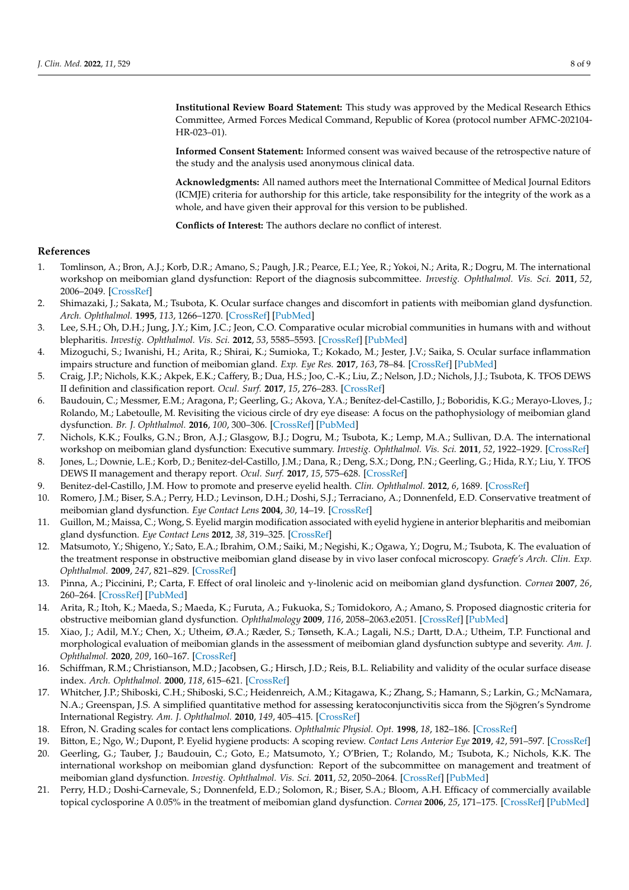**Institutional Review Board Statement:** This study was approved by the Medical Research Ethics Committee, Armed Forces Medical Command, Republic of Korea (protocol number AFMC-202104-HR-023–01).

**Informed Consent Statement:** Informed consent was waived because of the retrospective nature of the study and the analysis used anonymous clinical data.

**Acknowledgments:** All named authors meet the International Committee of Medical Journal Editors (ICMJE) criteria for authorship for this article, take responsibility for the integrity of the work as a whole, and have given their approval for this version to be published.

**Conflicts of Interest:** The authors declare no conflict of interest.

## References

1. Tomlinson, A.; Bron, A.J.; Korb, D.R.; Amano, S.; Paugh, J.R.; Pearce, E.I.; Yee, R.; Yokoi, N.; Arita, R.; Dogru, M. The international workshop on meibomian gland dysfunction: Report of the diagnosis subcommittee. *Investig. Ophthalmol. Vis. Sci.* **2011**, *52*, 2006–2049. [CrossRef]
2. Shimazaki, J.; Sakata, M.; Tsubota, K. Ocular surface changes and discomfort in patients with meibomian gland dysfunction. *Arch. Ophthalmol.* **1995**, *113*, 1266–1270. [CrossRef] [PubMed]
3. Lee, S.H.; Oh, D.H.; Jung, J.Y.; Kim, J.C.; Jeon, C.O. Comparative ocular microbial communities in humans with and without blepharitis. *Investig. Ophthalmol. Vis. Sci.* **2012**, *53*, 5585–5593. [CrossRef] [PubMed]
4. Mizoguchi, S.; Iwanishi, H.; Arita, R.; Shirai, K.; Sumioka, T.; Kokado, M.; Jester, J.V.; Saika, S. Ocular surface inflammation impairs structure and function of meibomian gland. *Exp. Eye Res.* **2017**, *163*, 78–84. [CrossRef] [PubMed]
5. Craig, J.P.; Nichols, K.K.; Akpek, E.K.; Caffery, B.; Dua, H.S.; Joo, C.-K.; Liu, Z.; Nelson, J.D.; Nichols, J.J.; Tsubota, K. TFOS DEWS II definition and classification report. *Ocul. Surf.* **2017**, *15*, 276–283. [CrossRef]
6. Baudouin, C.; Messmer, E.M.; Aragona, P.; Geerling, G.; Akova, Y.A.; Benítez-del-Castillo, J.; Boboridis, K.G.; Merayo-Lloves, J.; Rolando, M.; Labetoulle, M. Revisiting the vicious circle of dry eye disease: A focus on the pathophysiology of meibomian gland dysfunction. *Br. J. Ophthalmol.* **2016**, *100*, 300–306. [CrossRef] [PubMed]
7. Nichols, K.K.; Foulks, G.N.; Bron, A.J.; Glasgow, B.J.; Dogru, M.; Tsubota, K.; Lemp, M.A.; Sullivan, D.A. The international workshop on meibomian gland dysfunction: Executive summary. *Investig. Ophthalmol. Vis. Sci.* **2011**, *52*, 1922–1929. [CrossRef]
8. Jones, L.; Downie, L.E.; Korb, D.; Benitez-del-Castillo, J.M.; Dana, R.; Deng, S.X.; Dong, P.N.; Geerling, G.; Hida, R.Y.; Liu, Y. TFOS DEWS II management and therapy report. *Ocul. Surf.* **2017**, *15*, 575–628. [CrossRef]
9. Benitez-del-Castillo, J.M. How to promote and preserve eyelid health. *Clin. Ophthalmol.* **2012**, *6*, 1689. [CrossRef]
10. Romero, J.M.; Biser, S.A.; Perry, H.D.; Levinson, D.H.; Doshi, S.J.; Terraciano, A.; Donnenfeld, E.D. Conservative treatment of meibomian gland dysfunction. *Eye Contact Lens* **2004**, *30*, 14–19. [CrossRef]
11. Guillon, M.; Maissa, C.; Wong, S. Eyelid margin modification associated with eyelid hygiene in anterior blepharitis and meibomian gland dysfunction. *Eye Contact Lens* **2012**, *38*, 319–325. [CrossRef]
12. Matsumoto, Y.; Shigeno, Y.; Sato, E.A.; Ibrahim, O.M.; Saiki, M.; Negishi, K.; Ogawa, Y.; Dogru, M.; Tsubota, K. The evaluation of the treatment response in obstructive meibomian gland disease by in vivo laser confocal microscopy. *Graefe's Arch. Clin. Exp. Ophthalmol.* **2009**, *247*, 821–829. [CrossRef]
13. Pinna, A.; Piccinini, P.; Carta, F. Effect of oral linoleic and γ-linolenic acid on meibomian gland dysfunction. *Cornea* **2007**, *26*, 260–264. [CrossRef] [PubMed]
14. Arita, R.; Itoh, K.; Maeda, S.; Maeda, K.; Furuta, A.; Fukuoka, S.; Tomidokoro, A.; Amano, S. Proposed diagnostic criteria for obstructive meibomian gland dysfunction. *Ophthalmology* **2009**, *116*, 2058–2063.e2051. [CrossRef] [PubMed]
15. Xiao, J.; Adil, M.Y.; Chen, X.; Utheim, Ø.A.; Ræder, S.; Tønseth, K.A.; Lagali, N.S.; Dartt, D.A.; Utheim, T.P. Functional and morphological evaluation of meibomian glands in the assessment of meibomian gland dysfunction subtype and severity. *Am. J. Ophthalmol.* **2020**, *209*, 160–167. [CrossRef]
16. Schiffman, R.M.; Christianson, M.D.; Jacobsen, G.; Hirsch, J.D.; Reis, B.L. Reliability and validity of the ocular surface disease index. *Arch. Ophthalmol.* **2000**, *118*, 615–621. [CrossRef]
17. Whitcher, J.P.; Shiboski, C.H.; Shiboski, S.C.; Heidenreich, A.M.; Kitagawa, K.; Zhang, S.; Hamann, S.; Larkin, G.; McNamara, N.A.; Greenspan, J.S. A simplified quantitative method for assessing keratoconjunctivitis sicca from the Sjögren's Syndrome International Registry. *Am. J. Ophthalmol.* **2010**, *149*, 405–415. [CrossRef]
18. Efron, N. Grading scales for contact lens complications. *Ophthalmic Physiol. Opt.* **1998**, *18*, 182–186. [CrossRef]
19. Bitton, E.; Ngo, W.; Dupont, P. Eyelid hygiene products: A scoping review. *Contact Lens Anterior Eye* **2019**, *42*, 591–597. [CrossRef]
20. Geerling, G.; Tauber, J.; Baudouin, C.; Goto, E.; Matsumoto, Y.; O'Brien, T.; Rolando, M.; Tsubota, K.; Nichols, K.K. The international workshop on meibomian gland dysfunction: Report of the subcommittee on management and treatment of meibomian gland dysfunction. *Investig. Ophthalmol. Vis. Sci.* **2011**, *52*, 2050–2064. [CrossRef] [PubMed]
21. Perry, H.D.; Doshi-Carnevale, S.; Donnenfeld, E.D.; Solomon, R.; Biser, S.A.; Bloom, A.H. Efficacy of commercially available topical cyclosporine A 0.05% in the treatment of meibomian gland dysfunction. *Cornea* **2006**, *25*, 171–175. [CrossRef] [PubMed]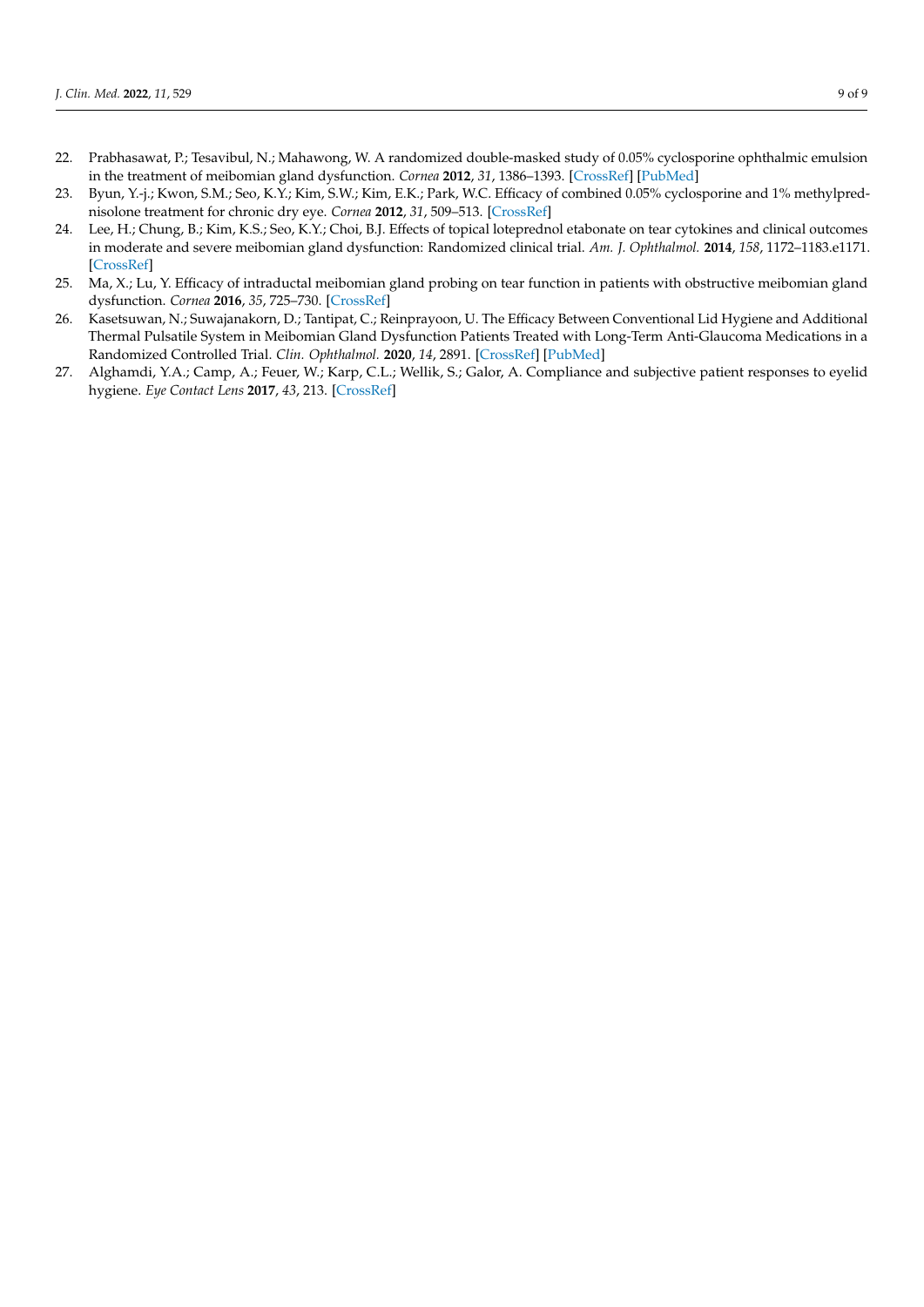22. Prabhasawat, P.; Tesavibul, N.; Mahawong, W. A randomized double-masked study of 0.05% cyclosporine ophthalmic emulsion in the treatment of meibomian gland dysfunction. *Cornea* **2012**, *31*, 1386–1393. [CrossRef] [PubMed]
23. Byun, Y.-j.; Kwon, S.M.; Seo, K.Y.; Kim, S.W.; Kim, E.K.; Park, W.C. Efficacy of combined 0.05% cyclosporine and 1% methylprednisolone treatment for chronic dry eye. *Cornea* **2012**, *31*, 509–513. [CrossRef]
24. Lee, H.; Chung, B.; Kim, K.S.; Seo, K.Y.; Choi, B.J. Effects of topical loteprednol etabonate on tear cytokines and clinical outcomes in moderate and severe meibomian gland dysfunction: Randomized clinical trial. *Am. J. Ophthalmol.* **2014**, *158*, 1172–1183.e1171. [CrossRef]
25. Ma, X.; Lu, Y. Efficacy of intraductal meibomian gland probing on tear function in patients with obstructive meibomian gland dysfunction. *Cornea* **2016**, *35*, 725–730. [CrossRef]
26. Kasetsuwan, N.; Suwajanakorn, D.; Tantipat, C.; Reinprayoon, U. The Efficacy Between Conventional Lid Hygiene and Additional Thermal Pulsatile System in Meibomian Gland Dysfunction Patients Treated with Long-Term Anti-Glaucoma Medications in a Randomized Controlled Trial. *Clin. Ophthalmol.* **2020**, *14*, 2891. [CrossRef] [PubMed]
27. Alghamdi, Y.A.; Camp, A.; Feuer, W.; Karp, C.L.; Wellik, S.; Galor, A. Compliance and subjective patient responses to eyelid hygiene. *Eye Contact Lens* **2017**, *43*, 213. [CrossRef]